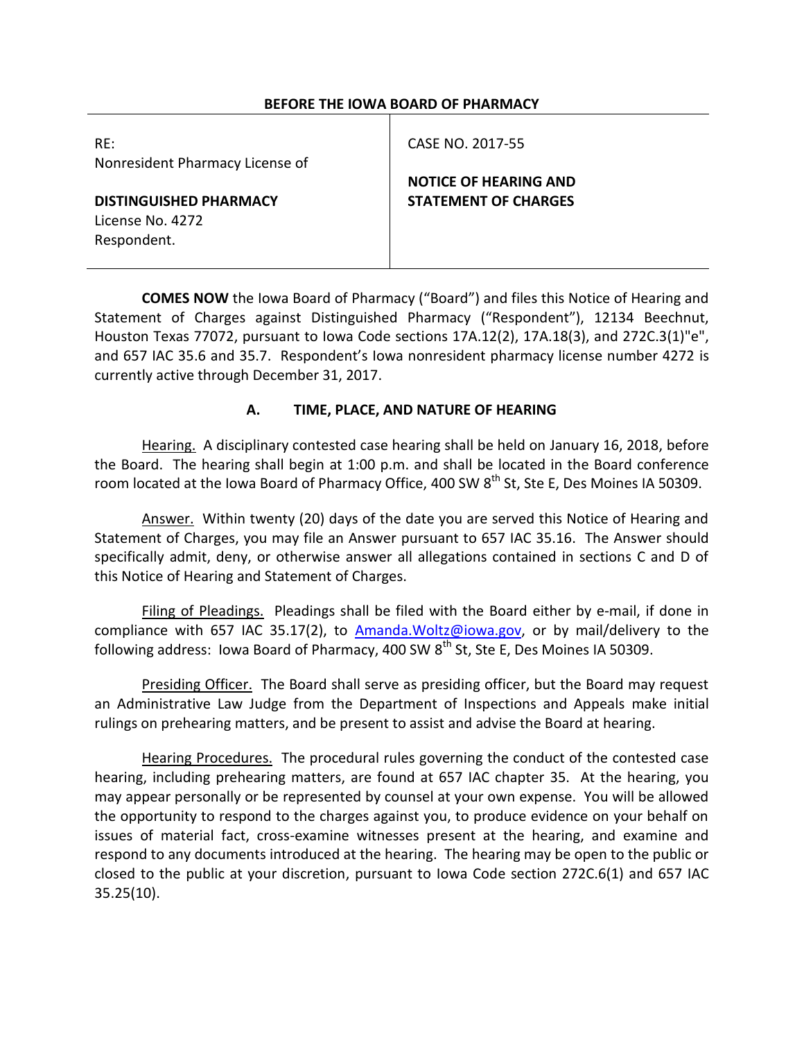**BEFORE THE IOWA BOARD OF PHARMACY**

| | |
|---|---|
| RE:<br>Nonresident Pharmacy License of<br><br>**DISTINGUISHED PHARMACY**<br>License No. 4272<br>Respondent. | CASE NO. 2017-55<br><br>**NOTICE OF HEARING AND STATEMENT OF CHARGES** |

**COMES NOW** the Iowa Board of Pharmacy ("Board") and files this Notice of Hearing and Statement of Charges against Distinguished Pharmacy ("Respondent"), 12134 Beechnut, Houston Texas 77072, pursuant to Iowa Code sections 17A.12(2), 17A.18(3), and 272C.3(1)"e", and 657 IAC 35.6 and 35.7. Respondent's Iowa nonresident pharmacy license number 4272 is currently active through December 31, 2017.

## A. TIME, PLACE, AND NATURE OF HEARING

Hearing. A disciplinary contested case hearing shall be held on January 16, 2018, before the Board. The hearing shall begin at 1:00 p.m. and shall be located in the Board conference room located at the Iowa Board of Pharmacy Office, 400 SW 8th St, Ste E, Des Moines IA 50309.

Answer. Within twenty (20) days of the date you are served this Notice of Hearing and Statement of Charges, you may file an Answer pursuant to 657 IAC 35.16. The Answer should specifically admit, deny, or otherwise answer all allegations contained in sections C and D of this Notice of Hearing and Statement of Charges.

Filing of Pleadings. Pleadings shall be filed with the Board either by e-mail, if done in compliance with 657 IAC 35.17(2), to Amanda.Woltz@iowa.gov, or by mail/delivery to the following address: Iowa Board of Pharmacy, 400 SW 8th St, Ste E, Des Moines IA 50309.

Presiding Officer. The Board shall serve as presiding officer, but the Board may request an Administrative Law Judge from the Department of Inspections and Appeals make initial rulings on prehearing matters, and be present to assist and advise the Board at hearing.

Hearing Procedures. The procedural rules governing the conduct of the contested case hearing, including prehearing matters, are found at 657 IAC chapter 35. At the hearing, you may appear personally or be represented by counsel at your own expense. You will be allowed the opportunity to respond to the charges against you, to produce evidence on your behalf on issues of material fact, cross-examine witnesses present at the hearing, and examine and respond to any documents introduced at the hearing. The hearing may be open to the public or closed to the public at your discretion, pursuant to Iowa Code section 272C.6(1) and 657 IAC 35.25(10).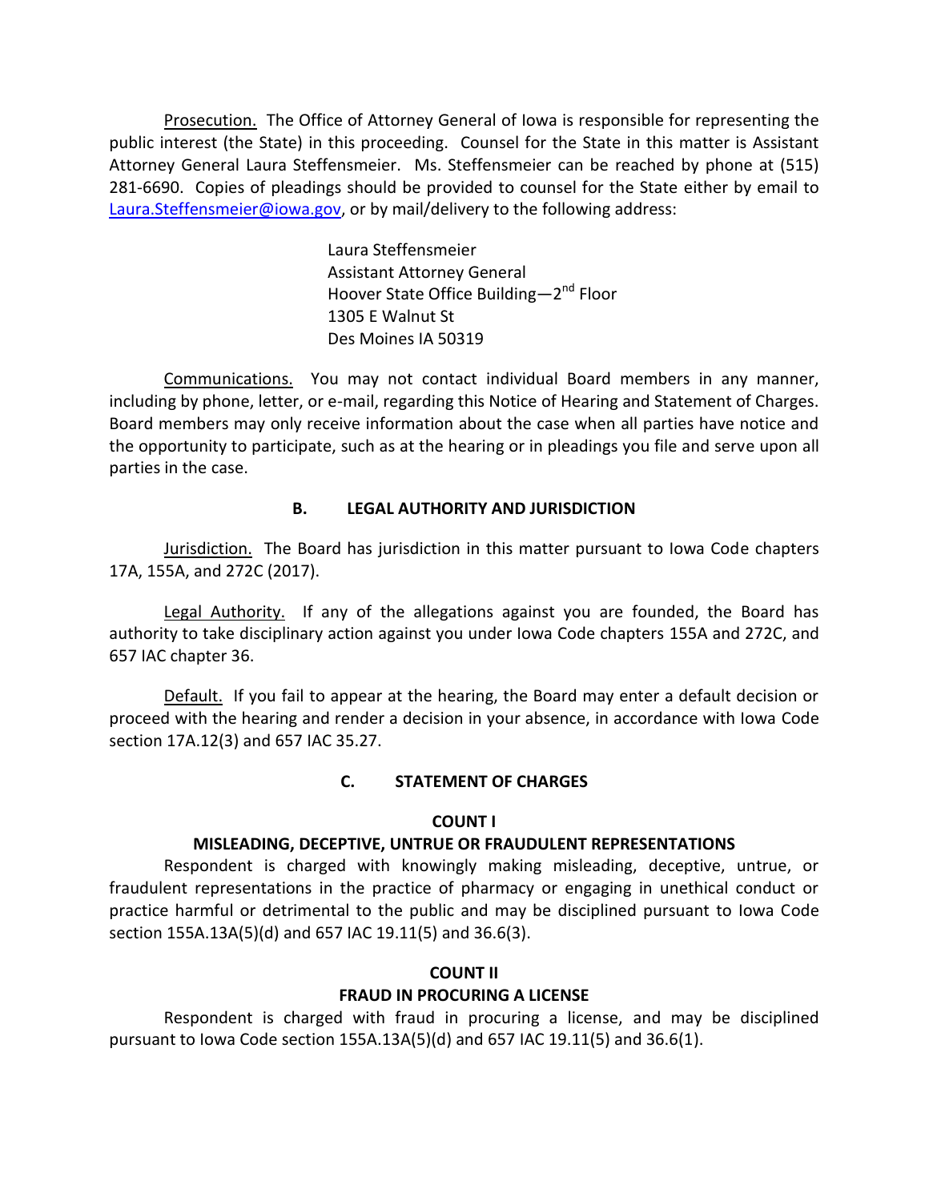Prosecution. The Office of Attorney General of Iowa is responsible for representing the public interest (the State) in this proceeding. Counsel for the State in this matter is Assistant Attorney General Laura Steffensmeier. Ms. Steffensmeier can be reached by phone at (515) 281-6690. Copies of pleadings should be provided to counsel for the State either by email to Laura.Steffensmeier@iowa.gov, or by mail/delivery to the following address:

Laura Steffensmeier
Assistant Attorney General
Hoover State Office Building—2nd Floor
1305 E Walnut St
Des Moines IA 50319

Communications. You may not contact individual Board members in any manner, including by phone, letter, or e-mail, regarding this Notice of Hearing and Statement of Charges. Board members may only receive information about the case when all parties have notice and the opportunity to participate, such as at the hearing or in pleadings you file and serve upon all parties in the case.

## B. LEGAL AUTHORITY AND JURISDICTION

Jurisdiction. The Board has jurisdiction in this matter pursuant to Iowa Code chapters 17A, 155A, and 272C (2017).

Legal Authority. If any of the allegations against you are founded, the Board has authority to take disciplinary action against you under Iowa Code chapters 155A and 272C, and 657 IAC chapter 36.

Default. If you fail to appear at the hearing, the Board may enter a default decision or proceed with the hearing and render a decision in your absence, in accordance with Iowa Code section 17A.12(3) and 657 IAC 35.27.

## C. STATEMENT OF CHARGES

### COUNT I
### MISLEADING, DECEPTIVE, UNTRUE OR FRAUDULENT REPRESENTATIONS

Respondent is charged with knowingly making misleading, deceptive, untrue, or fraudulent representations in the practice of pharmacy or engaging in unethical conduct or practice harmful or detrimental to the public and may be disciplined pursuant to Iowa Code section 155A.13A(5)(d) and 657 IAC 19.11(5) and 36.6(3).

### COUNT II
### FRAUD IN PROCURING A LICENSE

Respondent is charged with fraud in procuring a license, and may be disciplined pursuant to Iowa Code section 155A.13A(5)(d) and 657 IAC 19.11(5) and 36.6(1).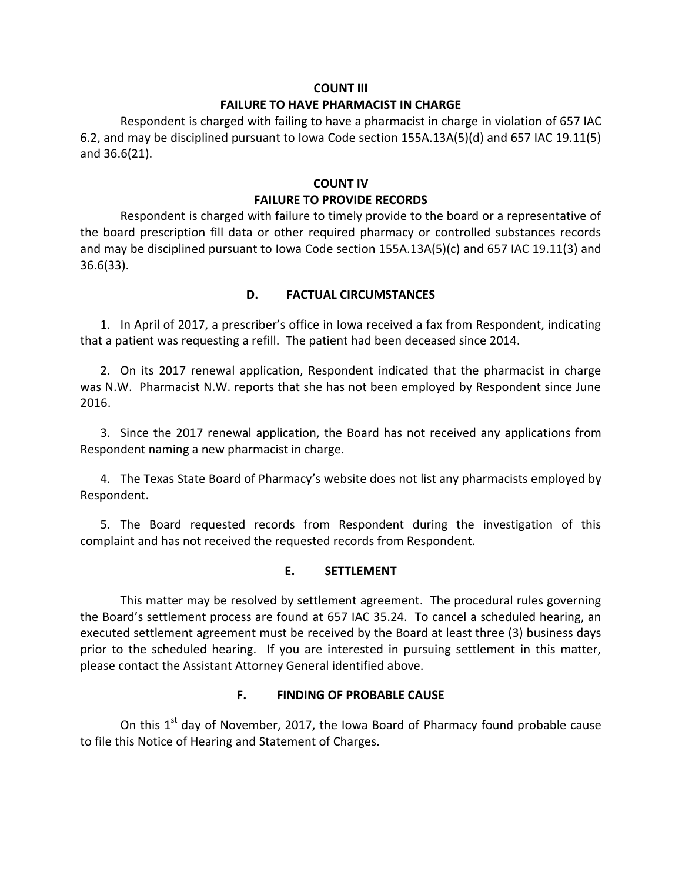**COUNT III**

**FAILURE TO HAVE PHARMACIST IN CHARGE**

Respondent is charged with failing to have a pharmacist in charge in violation of 657 IAC 6.2, and may be disciplined pursuant to Iowa Code section 155A.13A(5)(d) and 657 IAC 19.11(5) and 36.6(21).

**COUNT IV**

**FAILURE TO PROVIDE RECORDS**

Respondent is charged with failure to timely provide to the board or a representative of the board prescription fill data or other required pharmacy or controlled substances records and may be disciplined pursuant to Iowa Code section 155A.13A(5)(c) and 657 IAC 19.11(3) and 36.6(33).

## D. FACTUAL CIRCUMSTANCES

1. In April of 2017, a prescriber's office in Iowa received a fax from Respondent, indicating that a patient was requesting a refill. The patient had been deceased since 2014.

2. On its 2017 renewal application, Respondent indicated that the pharmacist in charge was N.W. Pharmacist N.W. reports that she has not been employed by Respondent since June 2016.

3. Since the 2017 renewal application, the Board has not received any applications from Respondent naming a new pharmacist in charge.

4. The Texas State Board of Pharmacy's website does not list any pharmacists employed by Respondent.

5. The Board requested records from Respondent during the investigation of this complaint and has not received the requested records from Respondent.

## E. SETTLEMENT

This matter may be resolved by settlement agreement. The procedural rules governing the Board's settlement process are found at 657 IAC 35.24. To cancel a scheduled hearing, an executed settlement agreement must be received by the Board at least three (3) business days prior to the scheduled hearing. If you are interested in pursuing settlement in this matter, please contact the Assistant Attorney General identified above.

## F. FINDING OF PROBABLE CAUSE

On this 1st day of November, 2017, the Iowa Board of Pharmacy found probable cause to file this Notice of Hearing and Statement of Charges.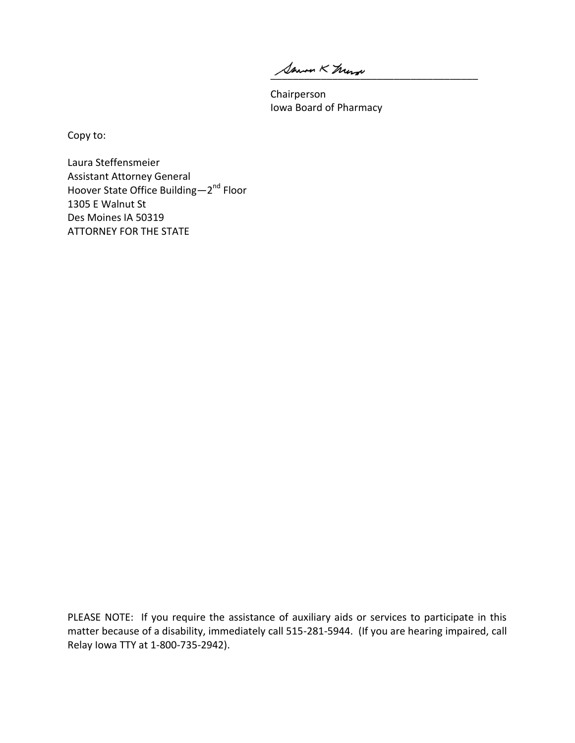\_\_\_\_\_\_\_\_\_\_\_\_\_\_\_\_\_\_\_\_\_\_\_\_\_\_\_\_\_\_\_\_\_\_\_\_

Chairperson
Iowa Board of Pharmacy

Copy to:

Laura Steffensmeier
Assistant Attorney General
Hoover State Office Building—2nd Floor
1305 E Walnut St
Des Moines IA 50319
ATTORNEY FOR THE STATE

PLEASE NOTE: If you require the assistance of auxiliary aids or services to participate in this matter because of a disability, immediately call 515-281-5944. (If you are hearing impaired, call Relay Iowa TTY at 1-800-735-2942).